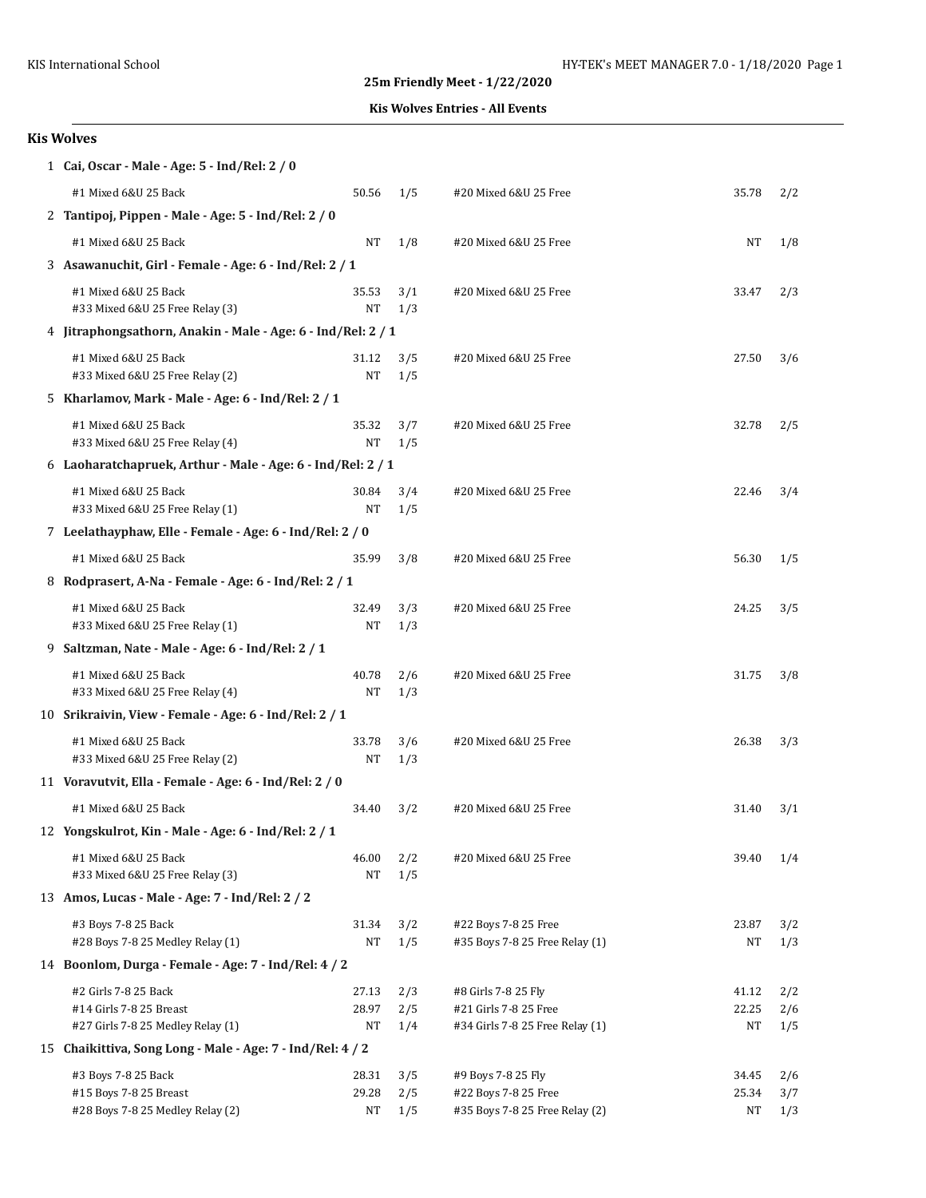**25m Friendly Meet - 1/22/2020**

**Kis Wolves Entries - All Events**

## Kis Wolves

1 **Cai, Oscar - Male - Age: 5 - Ind/Rel: 2 / 0**

| Event | Time | Heat/Lane | Event | Time | Heat/Lane |
|---|---|---|---|---|---|
| #1 Mixed 6&U 25 Back | 50.56 | 1/5 | #20 Mixed 6&U 25 Free | 35.78 | 2/2 |

2 **Tantipoj, Pippen - Male - Age: 5 - Ind/Rel: 2 / 0**

| Event | Time | Heat/Lane | Event | Time | Heat/Lane |
|---|---|---|---|---|---|
| #1 Mixed 6&U 25 Back | NT | 1/8 | #20 Mixed 6&U 25 Free | NT | 1/8 |

3 **Asawanuchit, Girl - Female - Age: 6 - Ind/Rel: 2 / 1**

| Event | Time | Heat/Lane | Event | Time | Heat/Lane |
|---|---|---|---|---|---|
| #1 Mixed 6&U 25 Back | 35.53 | 3/1 | #20 Mixed 6&U 25 Free | 33.47 | 2/3 |
| #33 Mixed 6&U 25 Free Relay (3) | NT | 1/3 | | | |

4 **Jitraphongsathorn, Anakin - Male - Age: 6 - Ind/Rel: 2 / 1**

| Event | Time | Heat/Lane | Event | Time | Heat/Lane |
|---|---|---|---|---|---|
| #1 Mixed 6&U 25 Back | 31.12 | 3/5 | #20 Mixed 6&U 25 Free | 27.50 | 3/6 |
| #33 Mixed 6&U 25 Free Relay (2) | NT | 1/5 | | | |

5 **Kharlamov, Mark - Male - Age: 6 - Ind/Rel: 2 / 1**

| Event | Time | Heat/Lane | Event | Time | Heat/Lane |
|---|---|---|---|---|---|
| #1 Mixed 6&U 25 Back | 35.32 | 3/7 | #20 Mixed 6&U 25 Free | 32.78 | 2/5 |
| #33 Mixed 6&U 25 Free Relay (4) | NT | 1/5 | | | |

6 **Laoharatchapruek, Arthur - Male - Age: 6 - Ind/Rel: 2 / 1**

| Event | Time | Heat/Lane | Event | Time | Heat/Lane |
|---|---|---|---|---|---|
| #1 Mixed 6&U 25 Back | 30.84 | 3/4 | #20 Mixed 6&U 25 Free | 22.46 | 3/4 |
| #33 Mixed 6&U 25 Free Relay (1) | NT | 1/5 | | | |

7 **Leelathayphaw, Elle - Female - Age: 6 - Ind/Rel: 2 / 0**

| Event | Time | Heat/Lane | Event | Time | Heat/Lane |
|---|---|---|---|---|---|
| #1 Mixed 6&U 25 Back | 35.99 | 3/8 | #20 Mixed 6&U 25 Free | 56.30 | 1/5 |

8 **Rodprasert, A-Na - Female - Age: 6 - Ind/Rel: 2 / 1**

| Event | Time | Heat/Lane | Event | Time | Heat/Lane |
|---|---|---|---|---|---|
| #1 Mixed 6&U 25 Back | 32.49 | 3/3 | #20 Mixed 6&U 25 Free | 24.25 | 3/5 |
| #33 Mixed 6&U 25 Free Relay (1) | NT | 1/3 | | | |

9 **Saltzman, Nate - Male - Age: 6 - Ind/Rel: 2 / 1**

| Event | Time | Heat/Lane | Event | Time | Heat/Lane |
|---|---|---|---|---|---|
| #1 Mixed 6&U 25 Back | 40.78 | 2/6 | #20 Mixed 6&U 25 Free | 31.75 | 3/8 |
| #33 Mixed 6&U 25 Free Relay (4) | NT | 1/3 | | | |

10 **Srikraivin, View - Female - Age: 6 - Ind/Rel: 2 / 1**

| Event | Time | Heat/Lane | Event | Time | Heat/Lane |
|---|---|---|---|---|---|
| #1 Mixed 6&U 25 Back | 33.78 | 3/6 | #20 Mixed 6&U 25 Free | 26.38 | 3/3 |
| #33 Mixed 6&U 25 Free Relay (2) | NT | 1/3 | | | |

11 **Voravutvit, Ella - Female - Age: 6 - Ind/Rel: 2 / 0**

| Event | Time | Heat/Lane | Event | Time | Heat/Lane |
|---|---|---|---|---|---|
| #1 Mixed 6&U 25 Back | 34.40 | 3/2 | #20 Mixed 6&U 25 Free | 31.40 | 3/1 |

12 **Yongskulrot, Kin - Male - Age: 6 - Ind/Rel: 2 / 1**

| Event | Time | Heat/Lane | Event | Time | Heat/Lane |
|---|---|---|---|---|---|
| #1 Mixed 6&U 25 Back | 46.00 | 2/2 | #20 Mixed 6&U 25 Free | 39.40 | 1/4 |
| #33 Mixed 6&U 25 Free Relay (3) | NT | 1/5 | | | |

13 **Amos, Lucas - Male - Age: 7 - Ind/Rel: 2 / 2**

| Event | Time | Heat/Lane | Event | Time | Heat/Lane |
|---|---|---|---|---|---|
| #3 Boys 7-8 25 Back | 31.34 | 3/2 | #22 Boys 7-8 25 Free | 23.87 | 3/2 |
| #28 Boys 7-8 25 Medley Relay (1) | NT | 1/5 | #35 Boys 7-8 25 Free Relay (1) | NT | 1/3 |

14 **Boonlom, Durga - Female - Age: 7 - Ind/Rel: 4 / 2**

| Event | Time | Heat/Lane | Event | Time | Heat/Lane |
|---|---|---|---|---|---|
| #2 Girls 7-8 25 Back | 27.13 | 2/3 | #8 Girls 7-8 25 Fly | 41.12 | 2/2 |
| #14 Girls 7-8 25 Breast | 28.97 | 2/5 | #21 Girls 7-8 25 Free | 22.25 | 2/6 |
| #27 Girls 7-8 25 Medley Relay (1) | NT | 1/4 | #34 Girls 7-8 25 Free Relay (1) | NT | 1/5 |

15 **Chaikittiva, Song Long - Male - Age: 7 - Ind/Rel: 4 / 2**

| Event | Time | Heat/Lane | Event | Time | Heat/Lane |
|---|---|---|---|---|---|
| #3 Boys 7-8 25 Back | 28.31 | 3/5 | #9 Boys 7-8 25 Fly | 34.45 | 2/6 |
| #15 Boys 7-8 25 Breast | 29.28 | 2/5 | #22 Boys 7-8 25 Free | 25.34 | 3/7 |
| #28 Boys 7-8 25 Medley Relay (2) | NT | 1/5 | #35 Boys 7-8 25 Free Relay (2) | NT | 1/3 |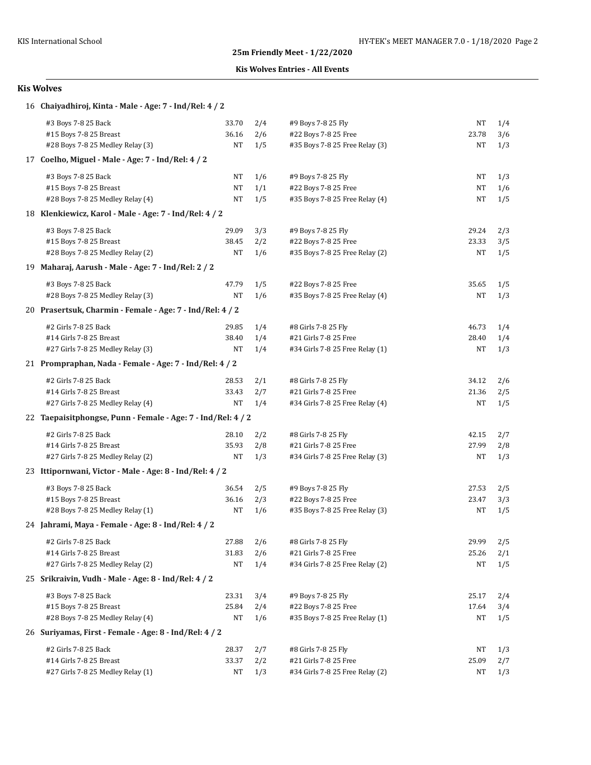**25m Friendly Meet - 1/22/2020**

**Kis Wolves Entries - All Events**

## Kis Wolves

### 16 Chaiyadhiroj, Kinta - Male - Age: 7 - Ind/Rel: 4 / 2

| Event | Time | Heat/Lane | Event | Time | Heat/Lane |
|---|---|---|---|---|---|
| #3 Boys 7-8 25 Back | 33.70 | 2/4 | #9 Boys 7-8 25 Fly | NT | 1/4 |
| #15 Boys 7-8 25 Breast | 36.16 | 2/6 | #22 Boys 7-8 25 Free | 23.78 | 3/6 |
| #28 Boys 7-8 25 Medley Relay (3) | NT | 1/5 | #35 Boys 7-8 25 Free Relay (3) | NT | 1/3 |

### 17 Coelho, Miguel - Male - Age: 7 - Ind/Rel: 4 / 2

| Event | Time | Heat/Lane | Event | Time | Heat/Lane |
|---|---|---|---|---|---|
| #3 Boys 7-8 25 Back | NT | 1/6 | #9 Boys 7-8 25 Fly | NT | 1/3 |
| #15 Boys 7-8 25 Breast | NT | 1/1 | #22 Boys 7-8 25 Free | NT | 1/6 |
| #28 Boys 7-8 25 Medley Relay (4) | NT | 1/5 | #35 Boys 7-8 25 Free Relay (4) | NT | 1/5 |

### 18 Klenkiewicz, Karol - Male - Age: 7 - Ind/Rel: 4 / 2

| Event | Time | Heat/Lane | Event | Time | Heat/Lane |
|---|---|---|---|---|---|
| #3 Boys 7-8 25 Back | 29.09 | 3/3 | #9 Boys 7-8 25 Fly | 29.24 | 2/3 |
| #15 Boys 7-8 25 Breast | 38.45 | 2/2 | #22 Boys 7-8 25 Free | 23.33 | 3/5 |
| #28 Boys 7-8 25 Medley Relay (2) | NT | 1/6 | #35 Boys 7-8 25 Free Relay (2) | NT | 1/5 |

### 19 Maharaj, Aarush - Male - Age: 7 - Ind/Rel: 2 / 2

| Event | Time | Heat/Lane | Event | Time | Heat/Lane |
|---|---|---|---|---|---|
| #3 Boys 7-8 25 Back | 47.79 | 1/5 | #22 Boys 7-8 25 Free | 35.65 | 1/5 |
| #28 Boys 7-8 25 Medley Relay (3) | NT | 1/6 | #35 Boys 7-8 25 Free Relay (4) | NT | 1/3 |

### 20 Prasertsuk, Charmin - Female - Age: 7 - Ind/Rel: 4 / 2

| Event | Time | Heat/Lane | Event | Time | Heat/Lane |
|---|---|---|---|---|---|
| #2 Girls 7-8 25 Back | 29.85 | 1/4 | #8 Girls 7-8 25 Fly | 46.73 | 1/4 |
| #14 Girls 7-8 25 Breast | 38.40 | 1/4 | #21 Girls 7-8 25 Free | 28.40 | 1/4 |
| #27 Girls 7-8 25 Medley Relay (3) | NT | 1/4 | #34 Girls 7-8 25 Free Relay (1) | NT | 1/3 |

### 21 Prompraphan, Nada - Female - Age: 7 - Ind/Rel: 4 / 2

| Event | Time | Heat/Lane | Event | Time | Heat/Lane |
|---|---|---|---|---|---|
| #2 Girls 7-8 25 Back | 28.53 | 2/1 | #8 Girls 7-8 25 Fly | 34.12 | 2/6 |
| #14 Girls 7-8 25 Breast | 33.43 | 2/7 | #21 Girls 7-8 25 Free | 21.36 | 2/5 |
| #27 Girls 7-8 25 Medley Relay (4) | NT | 1/4 | #34 Girls 7-8 25 Free Relay (4) | NT | 1/5 |

### 22 Taepaisitphongse, Punn - Female - Age: 7 - Ind/Rel: 4 / 2

| Event | Time | Heat/Lane | Event | Time | Heat/Lane |
|---|---|---|---|---|---|
| #2 Girls 7-8 25 Back | 28.10 | 2/2 | #8 Girls 7-8 25 Fly | 42.15 | 2/7 |
| #14 Girls 7-8 25 Breast | 35.93 | 2/8 | #21 Girls 7-8 25 Free | 27.99 | 2/8 |
| #27 Girls 7-8 25 Medley Relay (2) | NT | 1/3 | #34 Girls 7-8 25 Free Relay (3) | NT | 1/3 |

### 23 Ittipornwani, Victor - Male - Age: 8 - Ind/Rel: 4 / 2

| Event | Time | Heat/Lane | Event | Time | Heat/Lane |
|---|---|---|---|---|---|
| #3 Boys 7-8 25 Back | 36.54 | 2/5 | #9 Boys 7-8 25 Fly | 27.53 | 2/5 |
| #15 Boys 7-8 25 Breast | 36.16 | 2/3 | #22 Boys 7-8 25 Free | 23.47 | 3/3 |
| #28 Boys 7-8 25 Medley Relay (1) | NT | 1/6 | #35 Boys 7-8 25 Free Relay (3) | NT | 1/5 |

### 24 Jahrami, Maya - Female - Age: 8 - Ind/Rel: 4 / 2

| Event | Time | Heat/Lane | Event | Time | Heat/Lane |
|---|---|---|---|---|---|
| #2 Girls 7-8 25 Back | 27.88 | 2/6 | #8 Girls 7-8 25 Fly | 29.99 | 2/5 |
| #14 Girls 7-8 25 Breast | 31.83 | 2/6 | #21 Girls 7-8 25 Free | 25.26 | 2/1 |
| #27 Girls 7-8 25 Medley Relay (2) | NT | 1/4 | #34 Girls 7-8 25 Free Relay (2) | NT | 1/5 |

### 25 Srikraivin, Vudh - Male - Age: 8 - Ind/Rel: 4 / 2

| Event | Time | Heat/Lane | Event | Time | Heat/Lane |
|---|---|---|---|---|---|
| #3 Boys 7-8 25 Back | 23.31 | 3/4 | #9 Boys 7-8 25 Fly | 25.17 | 2/4 |
| #15 Boys 7-8 25 Breast | 25.84 | 2/4 | #22 Boys 7-8 25 Free | 17.64 | 3/4 |
| #28 Boys 7-8 25 Medley Relay (4) | NT | 1/6 | #35 Boys 7-8 25 Free Relay (1) | NT | 1/5 |

### 26 Suriyamas, First - Female - Age: 8 - Ind/Rel: 4 / 2

| Event | Time | Heat/Lane | Event | Time | Heat/Lane |
|---|---|---|---|---|---|
| #2 Girls 7-8 25 Back | 28.37 | 2/7 | #8 Girls 7-8 25 Fly | NT | 1/3 |
| #14 Girls 7-8 25 Breast | 33.37 | 2/2 | #21 Girls 7-8 25 Free | 25.09 | 2/7 |
| #27 Girls 7-8 25 Medley Relay (1) | NT | 1/3 | #34 Girls 7-8 25 Free Relay (2) | NT | 1/3 |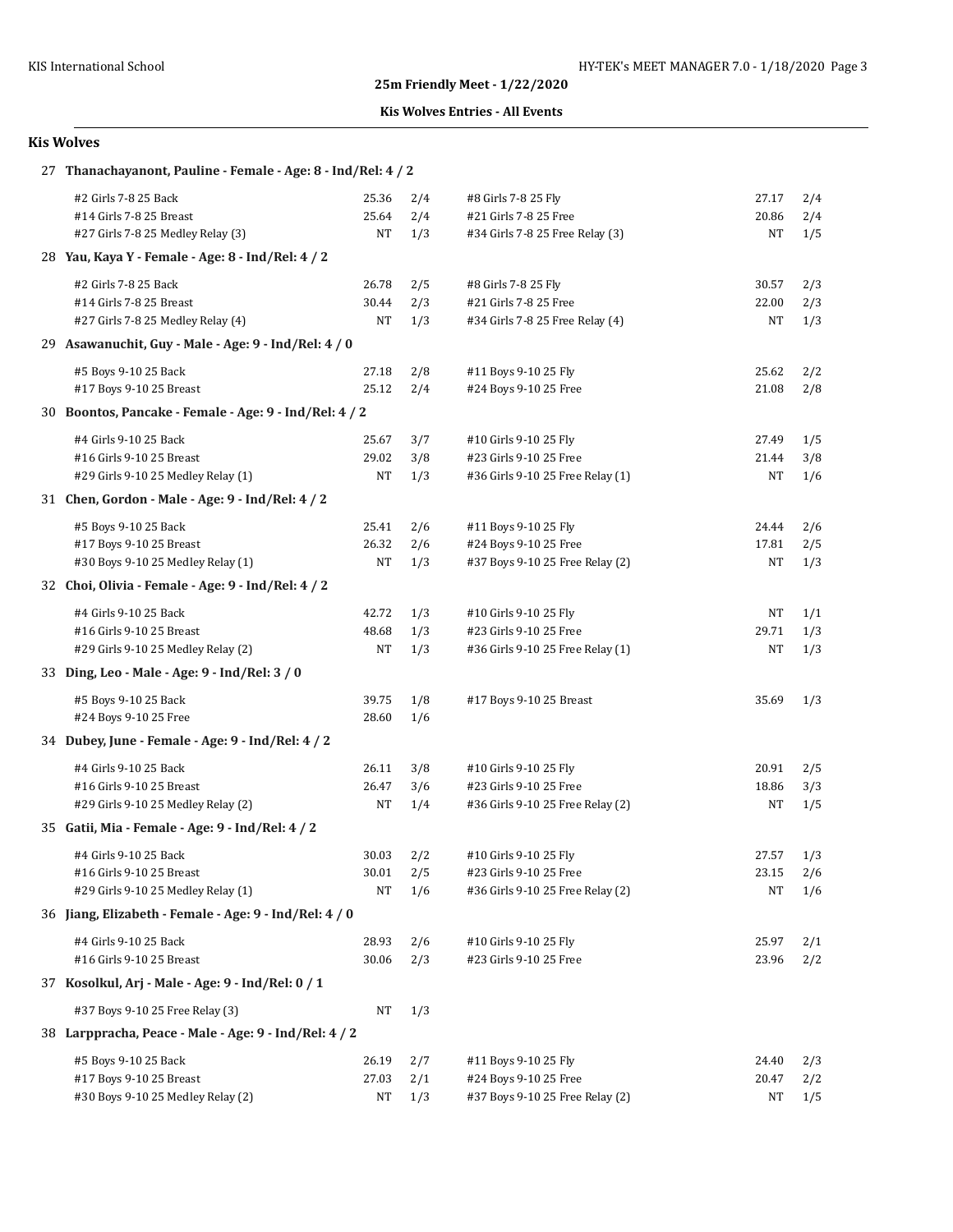**25m Friendly Meet - 1/22/2020**

**Kis Wolves Entries - All Events**

## Kis Wolves

### 27 Thanachayanont, Pauline - Female - Age: 8 - Ind/Rel: 4 / 2

| Event | Time | Heat/Lane | Event | Time | Heat/Lane |
|---|---|---|---|---|---|
| #2 Girls 7-8 25 Back | 25.36 | 2/4 | #8 Girls 7-8 25 Fly | 27.17 | 2/4 |
| #14 Girls 7-8 25 Breast | 25.64 | 2/4 | #21 Girls 7-8 25 Free | 20.86 | 2/4 |
| #27 Girls 7-8 25 Medley Relay (3) | NT | 1/3 | #34 Girls 7-8 25 Free Relay (3) | NT | 1/5 |

### 28 Yau, Kaya Y - Female - Age: 8 - Ind/Rel: 4 / 2

| Event | Time | Heat/Lane | Event | Time | Heat/Lane |
|---|---|---|---|---|---|
| #2 Girls 7-8 25 Back | 26.78 | 2/5 | #8 Girls 7-8 25 Fly | 30.57 | 2/3 |
| #14 Girls 7-8 25 Breast | 30.44 | 2/3 | #21 Girls 7-8 25 Free | 22.00 | 2/3 |
| #27 Girls 7-8 25 Medley Relay (4) | NT | 1/3 | #34 Girls 7-8 25 Free Relay (4) | NT | 1/3 |

### 29 Asawanuchit, Guy - Male - Age: 9 - Ind/Rel: 4 / 0

| Event | Time | Heat/Lane | Event | Time | Heat/Lane |
|---|---|---|---|---|---|
| #5 Boys 9-10 25 Back | 27.18 | 2/8 | #11 Boys 9-10 25 Fly | 25.62 | 2/2 |
| #17 Boys 9-10 25 Breast | 25.12 | 2/4 | #24 Boys 9-10 25 Free | 21.08 | 2/8 |

### 30 Boontos, Pancake - Female - Age: 9 - Ind/Rel: 4 / 2

| Event | Time | Heat/Lane | Event | Time | Heat/Lane |
|---|---|---|---|---|---|
| #4 Girls 9-10 25 Back | 25.67 | 3/7 | #10 Girls 9-10 25 Fly | 27.49 | 1/5 |
| #16 Girls 9-10 25 Breast | 29.02 | 3/8 | #23 Girls 9-10 25 Free | 21.44 | 3/8 |
| #29 Girls 9-10 25 Medley Relay (1) | NT | 1/3 | #36 Girls 9-10 25 Free Relay (1) | NT | 1/6 |

### 31 Chen, Gordon - Male - Age: 9 - Ind/Rel: 4 / 2

| Event | Time | Heat/Lane | Event | Time | Heat/Lane |
|---|---|---|---|---|---|
| #5 Boys 9-10 25 Back | 25.41 | 2/6 | #11 Boys 9-10 25 Fly | 24.44 | 2/6 |
| #17 Boys 9-10 25 Breast | 26.32 | 2/6 | #24 Boys 9-10 25 Free | 17.81 | 2/5 |
| #30 Boys 9-10 25 Medley Relay (1) | NT | 1/3 | #37 Boys 9-10 25 Free Relay (2) | NT | 1/3 |

### 32 Choi, Olivia - Female - Age: 9 - Ind/Rel: 4 / 2

| Event | Time | Heat/Lane | Event | Time | Heat/Lane |
|---|---|---|---|---|---|
| #4 Girls 9-10 25 Back | 42.72 | 1/3 | #10 Girls 9-10 25 Fly | NT | 1/1 |
| #16 Girls 9-10 25 Breast | 48.68 | 1/3 | #23 Girls 9-10 25 Free | 29.71 | 1/3 |
| #29 Girls 9-10 25 Medley Relay (2) | NT | 1/3 | #36 Girls 9-10 25 Free Relay (1) | NT | 1/3 |

### 33 Ding, Leo - Male - Age: 9 - Ind/Rel: 3 / 0

| Event | Time | Heat/Lane | Event | Time | Heat/Lane |
|---|---|---|---|---|---|
| #5 Boys 9-10 25 Back | 39.75 | 1/8 | #17 Boys 9-10 25 Breast | 35.69 | 1/3 |
| #24 Boys 9-10 25 Free | 28.60 | 1/6 | | | |

### 34 Dubey, June - Female - Age: 9 - Ind/Rel: 4 / 2

| Event | Time | Heat/Lane | Event | Time | Heat/Lane |
|---|---|---|---|---|---|
| #4 Girls 9-10 25 Back | 26.11 | 3/8 | #10 Girls 9-10 25 Fly | 20.91 | 2/5 |
| #16 Girls 9-10 25 Breast | 26.47 | 3/6 | #23 Girls 9-10 25 Free | 18.86 | 3/3 |
| #29 Girls 9-10 25 Medley Relay (2) | NT | 1/4 | #36 Girls 9-10 25 Free Relay (2) | NT | 1/5 |

### 35 Gatii, Mia - Female - Age: 9 - Ind/Rel: 4 / 2

| Event | Time | Heat/Lane | Event | Time | Heat/Lane |
|---|---|---|---|---|---|
| #4 Girls 9-10 25 Back | 30.03 | 2/2 | #10 Girls 9-10 25 Fly | 27.57 | 1/3 |
| #16 Girls 9-10 25 Breast | 30.01 | 2/5 | #23 Girls 9-10 25 Free | 23.15 | 2/6 |
| #29 Girls 9-10 25 Medley Relay (1) | NT | 1/6 | #36 Girls 9-10 25 Free Relay (2) | NT | 1/6 |

### 36 Jiang, Elizabeth - Female - Age: 9 - Ind/Rel: 4 / 0

| Event | Time | Heat/Lane | Event | Time | Heat/Lane |
|---|---|---|---|---|---|
| #4 Girls 9-10 25 Back | 28.93 | 2/6 | #10 Girls 9-10 25 Fly | 25.97 | 2/1 |
| #16 Girls 9-10 25 Breast | 30.06 | 2/3 | #23 Girls 9-10 25 Free | 23.96 | 2/2 |

### 37 Kosolkul, Arj - Male - Age: 9 - Ind/Rel: 0 / 1

| Event | Time | Heat/Lane |
|---|---|---|
| #37 Boys 9-10 25 Free Relay (3) | NT | 1/3 |

### 38 Larppracha, Peace - Male - Age: 9 - Ind/Rel: 4 / 2

| Event | Time | Heat/Lane | Event | Time | Heat/Lane |
|---|---|---|---|---|---|
| #5 Boys 9-10 25 Back | 26.19 | 2/7 | #11 Boys 9-10 25 Fly | 24.40 | 2/3 |
| #17 Boys 9-10 25 Breast | 27.03 | 2/1 | #24 Boys 9-10 25 Free | 20.47 | 2/2 |
| #30 Boys 9-10 25 Medley Relay (2) | NT | 1/3 | #37 Boys 9-10 25 Free Relay (2) | NT | 1/5 |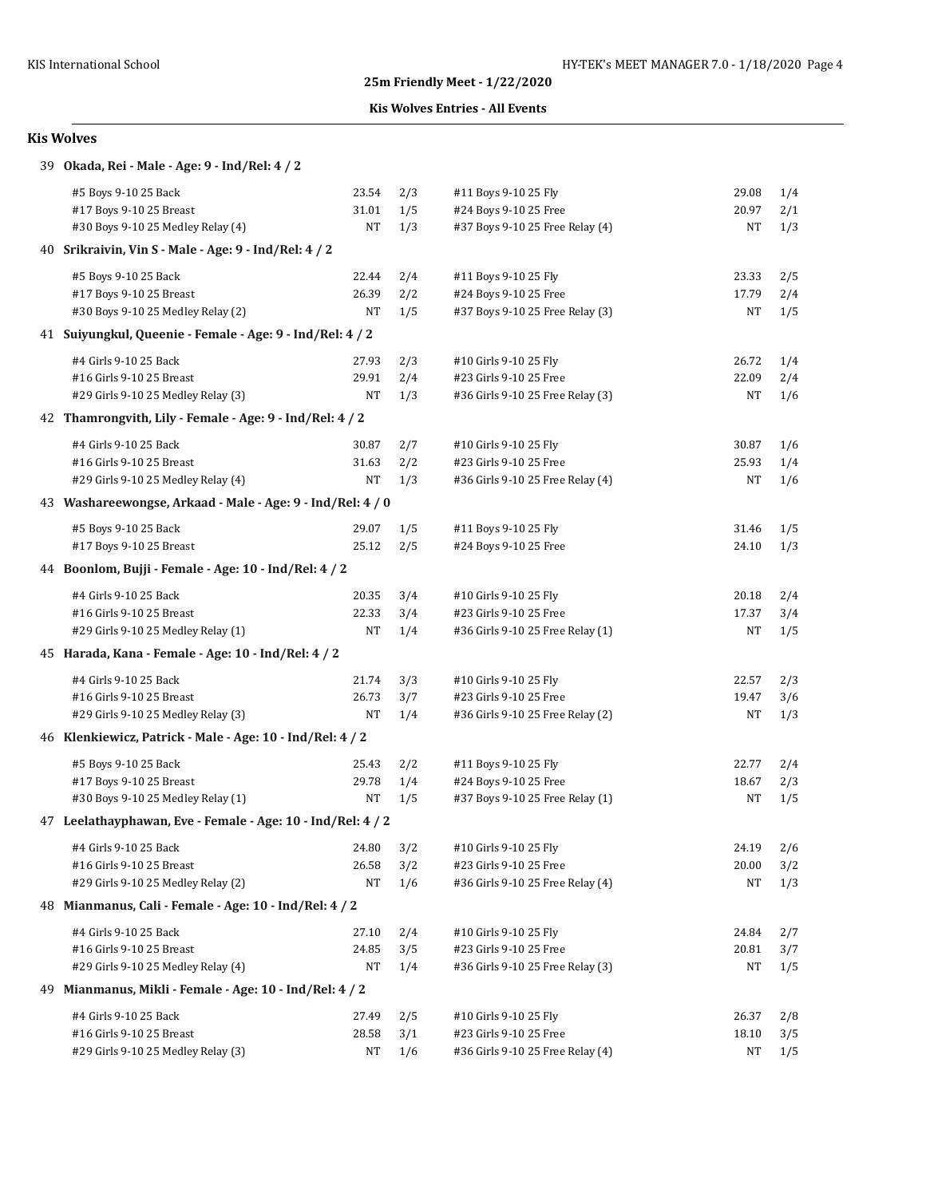**25m Friendly Meet - 1/22/2020**

**Kis Wolves Entries - All Events**

## Kis Wolves

### 39 Okada, Rei - Male - Age: 9 - Ind/Rel: 4 / 2

| Event | Seed | Heat/Lane | Event | Seed | Heat/Lane |
|---|---|---|---|---|---|
| #5 Boys 9-10 25 Back | 23.54 | 2/3 | #11 Boys 9-10 25 Fly | 29.08 | 1/4 |
| #17 Boys 9-10 25 Breast | 31.01 | 1/5 | #24 Boys 9-10 25 Free | 20.97 | 2/1 |
| #30 Boys 9-10 25 Medley Relay (4) | NT | 1/3 | #37 Boys 9-10 25 Free Relay (4) | NT | 1/3 |

### 40 Srikraivin, Vin S - Male - Age: 9 - Ind/Rel: 4 / 2

| Event | Seed | Heat/Lane | Event | Seed | Heat/Lane |
|---|---|---|---|---|---|
| #5 Boys 9-10 25 Back | 22.44 | 2/4 | #11 Boys 9-10 25 Fly | 23.33 | 2/5 |
| #17 Boys 9-10 25 Breast | 26.39 | 2/2 | #24 Boys 9-10 25 Free | 17.79 | 2/4 |
| #30 Boys 9-10 25 Medley Relay (2) | NT | 1/5 | #37 Boys 9-10 25 Free Relay (3) | NT | 1/5 |

### 41 Suiyungkul, Queenie - Female - Age: 9 - Ind/Rel: 4 / 2

| Event | Seed | Heat/Lane | Event | Seed | Heat/Lane |
|---|---|---|---|---|---|
| #4 Girls 9-10 25 Back | 27.93 | 2/3 | #10 Girls 9-10 25 Fly | 26.72 | 1/4 |
| #16 Girls 9-10 25 Breast | 29.91 | 2/4 | #23 Girls 9-10 25 Free | 22.09 | 2/4 |
| #29 Girls 9-10 25 Medley Relay (3) | NT | 1/3 | #36 Girls 9-10 25 Free Relay (3) | NT | 1/6 |

### 42 Thamrongvith, Lily - Female - Age: 9 - Ind/Rel: 4 / 2

| Event | Seed | Heat/Lane | Event | Seed | Heat/Lane |
|---|---|---|---|---|---|
| #4 Girls 9-10 25 Back | 30.87 | 2/7 | #10 Girls 9-10 25 Fly | 30.87 | 1/6 |
| #16 Girls 9-10 25 Breast | 31.63 | 2/2 | #23 Girls 9-10 25 Free | 25.93 | 1/4 |
| #29 Girls 9-10 25 Medley Relay (4) | NT | 1/3 | #36 Girls 9-10 25 Free Relay (4) | NT | 1/6 |

### 43 Washareewongse, Arkaad - Male - Age: 9 - Ind/Rel: 4 / 0

| Event | Seed | Heat/Lane | Event | Seed | Heat/Lane |
|---|---|---|---|---|---|
| #5 Boys 9-10 25 Back | 29.07 | 1/5 | #11 Boys 9-10 25 Fly | 31.46 | 1/5 |
| #17 Boys 9-10 25 Breast | 25.12 | 2/5 | #24 Boys 9-10 25 Free | 24.10 | 1/3 |

### 44 Boonlom, Bujji - Female - Age: 10 - Ind/Rel: 4 / 2

| Event | Seed | Heat/Lane | Event | Seed | Heat/Lane |
|---|---|---|---|---|---|
| #4 Girls 9-10 25 Back | 20.35 | 3/4 | #10 Girls 9-10 25 Fly | 20.18 | 2/4 |
| #16 Girls 9-10 25 Breast | 22.33 | 3/4 | #23 Girls 9-10 25 Free | 17.37 | 3/4 |
| #29 Girls 9-10 25 Medley Relay (1) | NT | 1/4 | #36 Girls 9-10 25 Free Relay (1) | NT | 1/5 |

### 45 Harada, Kana - Female - Age: 10 - Ind/Rel: 4 / 2

| Event | Seed | Heat/Lane | Event | Seed | Heat/Lane |
|---|---|---|---|---|---|
| #4 Girls 9-10 25 Back | 21.74 | 3/3 | #10 Girls 9-10 25 Fly | 22.57 | 2/3 |
| #16 Girls 9-10 25 Breast | 26.73 | 3/7 | #23 Girls 9-10 25 Free | 19.47 | 3/6 |
| #29 Girls 9-10 25 Medley Relay (3) | NT | 1/4 | #36 Girls 9-10 25 Free Relay (2) | NT | 1/3 |

### 46 Klenkiewicz, Patrick - Male - Age: 10 - Ind/Rel: 4 / 2

| Event | Seed | Heat/Lane | Event | Seed | Heat/Lane |
|---|---|---|---|---|---|
| #5 Boys 9-10 25 Back | 25.43 | 2/2 | #11 Boys 9-10 25 Fly | 22.77 | 2/4 |
| #17 Boys 9-10 25 Breast | 29.78 | 1/4 | #24 Boys 9-10 25 Free | 18.67 | 2/3 |
| #30 Boys 9-10 25 Medley Relay (1) | NT | 1/5 | #37 Boys 9-10 25 Free Relay (1) | NT | 1/5 |

### 47 Leelathayphawan, Eve - Female - Age: 10 - Ind/Rel: 4 / 2

| Event | Seed | Heat/Lane | Event | Seed | Heat/Lane |
|---|---|---|---|---|---|
| #4 Girls 9-10 25 Back | 24.80 | 3/2 | #10 Girls 9-10 25 Fly | 24.19 | 2/6 |
| #16 Girls 9-10 25 Breast | 26.58 | 3/2 | #23 Girls 9-10 25 Free | 20.00 | 3/2 |
| #29 Girls 9-10 25 Medley Relay (2) | NT | 1/6 | #36 Girls 9-10 25 Free Relay (4) | NT | 1/3 |

### 48 Mianmanus, Cali - Female - Age: 10 - Ind/Rel: 4 / 2

| Event | Seed | Heat/Lane | Event | Seed | Heat/Lane |
|---|---|---|---|---|---|
| #4 Girls 9-10 25 Back | 27.10 | 2/4 | #10 Girls 9-10 25 Fly | 24.84 | 2/7 |
| #16 Girls 9-10 25 Breast | 24.85 | 3/5 | #23 Girls 9-10 25 Free | 20.81 | 3/7 |
| #29 Girls 9-10 25 Medley Relay (4) | NT | 1/4 | #36 Girls 9-10 25 Free Relay (3) | NT | 1/5 |

### 49 Mianmanus, Mikli - Female - Age: 10 - Ind/Rel: 4 / 2

| Event | Seed | Heat/Lane | Event | Seed | Heat/Lane |
|---|---|---|---|---|---|
| #4 Girls 9-10 25 Back | 27.49 | 2/5 | #10 Girls 9-10 25 Fly | 26.37 | 2/8 |
| #16 Girls 9-10 25 Breast | 28.58 | 3/1 | #23 Girls 9-10 25 Free | 18.10 | 3/5 |
| #29 Girls 9-10 25 Medley Relay (3) | NT | 1/6 | #36 Girls 9-10 25 Free Relay (4) | NT | 1/5 |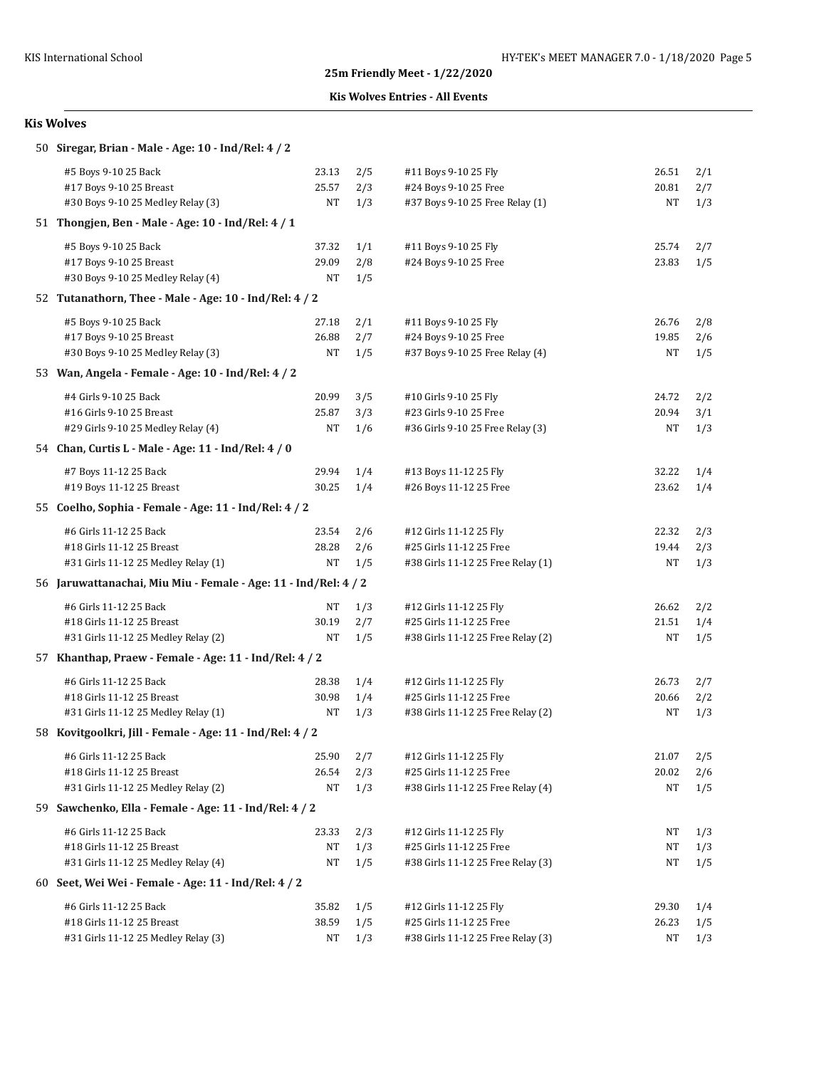**25m Friendly Meet - 1/22/2020**

**Kis Wolves Entries - All Events**

## Kis Wolves

### 50 Siregar, Brian - Male - Age: 10 - Ind/Rel: 4 / 2

| Event | Time | Heat/Lane | Event | Time | Heat/Lane |
|---|---|---|---|---|---|
| #5 Boys 9-10 25 Back | 23.13 | 2/5 | #11 Boys 9-10 25 Fly | 26.51 | 2/1 |
| #17 Boys 9-10 25 Breast | 25.57 | 2/3 | #24 Boys 9-10 25 Free | 20.81 | 2/7 |
| #30 Boys 9-10 25 Medley Relay (3) | NT | 1/3 | #37 Boys 9-10 25 Free Relay (1) | NT | 1/3 |

### 51 Thongjen, Ben - Male - Age: 10 - Ind/Rel: 4 / 1

| Event | Time | Heat/Lane | Event | Time | Heat/Lane |
|---|---|---|---|---|---|
| #5 Boys 9-10 25 Back | 37.32 | 1/1 | #11 Boys 9-10 25 Fly | 25.74 | 2/7 |
| #17 Boys 9-10 25 Breast | 29.09 | 2/8 | #24 Boys 9-10 25 Free | 23.83 | 1/5 |
| #30 Boys 9-10 25 Medley Relay (4) | NT | 1/5 | | | |

### 52 Tutanathorn, Thee - Male - Age: 10 - Ind/Rel: 4 / 2

| Event | Time | Heat/Lane | Event | Time | Heat/Lane |
|---|---|---|---|---|---|
| #5 Boys 9-10 25 Back | 27.18 | 2/1 | #11 Boys 9-10 25 Fly | 26.76 | 2/8 |
| #17 Boys 9-10 25 Breast | 26.88 | 2/7 | #24 Boys 9-10 25 Free | 19.85 | 2/6 |
| #30 Boys 9-10 25 Medley Relay (3) | NT | 1/5 | #37 Boys 9-10 25 Free Relay (4) | NT | 1/5 |

### 53 Wan, Angela - Female - Age: 10 - Ind/Rel: 4 / 2

| Event | Time | Heat/Lane | Event | Time | Heat/Lane |
|---|---|---|---|---|---|
| #4 Girls 9-10 25 Back | 20.99 | 3/5 | #10 Girls 9-10 25 Fly | 24.72 | 2/2 |
| #16 Girls 9-10 25 Breast | 25.87 | 3/3 | #23 Girls 9-10 25 Free | 20.94 | 3/1 |
| #29 Girls 9-10 25 Medley Relay (4) | NT | 1/6 | #36 Girls 9-10 25 Free Relay (3) | NT | 1/3 |

### 54 Chan, Curtis L - Male - Age: 11 - Ind/Rel: 4 / 0

| Event | Time | Heat/Lane | Event | Time | Heat/Lane |
|---|---|---|---|---|---|
| #7 Boys 11-12 25 Back | 29.94 | 1/4 | #13 Boys 11-12 25 Fly | 32.22 | 1/4 |
| #19 Boys 11-12 25 Breast | 30.25 | 1/4 | #26 Boys 11-12 25 Free | 23.62 | 1/4 |

### 55 Coelho, Sophia - Female - Age: 11 - Ind/Rel: 4 / 2

| Event | Time | Heat/Lane | Event | Time | Heat/Lane |
|---|---|---|---|---|---|
| #6 Girls 11-12 25 Back | 23.54 | 2/6 | #12 Girls 11-12 25 Fly | 22.32 | 2/3 |
| #18 Girls 11-12 25 Breast | 28.28 | 2/6 | #25 Girls 11-12 25 Free | 19.44 | 2/3 |
| #31 Girls 11-12 25 Medley Relay (1) | NT | 1/5 | #38 Girls 11-12 25 Free Relay (1) | NT | 1/3 |

### 56 Jaruwattanachai, Miu Miu - Female - Age: 11 - Ind/Rel: 4 / 2

| Event | Time | Heat/Lane | Event | Time | Heat/Lane |
|---|---|---|---|---|---|
| #6 Girls 11-12 25 Back | NT | 1/3 | #12 Girls 11-12 25 Fly | 26.62 | 2/2 |
| #18 Girls 11-12 25 Breast | 30.19 | 2/7 | #25 Girls 11-12 25 Free | 21.51 | 1/4 |
| #31 Girls 11-12 25 Medley Relay (2) | NT | 1/5 | #38 Girls 11-12 25 Free Relay (2) | NT | 1/5 |

### 57 Khanthap, Praew - Female - Age: 11 - Ind/Rel: 4 / 2

| Event | Time | Heat/Lane | Event | Time | Heat/Lane |
|---|---|---|---|---|---|
| #6 Girls 11-12 25 Back | 28.38 | 1/4 | #12 Girls 11-12 25 Fly | 26.73 | 2/7 |
| #18 Girls 11-12 25 Breast | 30.98 | 1/4 | #25 Girls 11-12 25 Free | 20.66 | 2/2 |
| #31 Girls 11-12 25 Medley Relay (1) | NT | 1/3 | #38 Girls 11-12 25 Free Relay (2) | NT | 1/3 |

### 58 Kovitgoolkri, Jill - Female - Age: 11 - Ind/Rel: 4 / 2

| Event | Time | Heat/Lane | Event | Time | Heat/Lane |
|---|---|---|---|---|---|
| #6 Girls 11-12 25 Back | 25.90 | 2/7 | #12 Girls 11-12 25 Fly | 21.07 | 2/5 |
| #18 Girls 11-12 25 Breast | 26.54 | 2/3 | #25 Girls 11-12 25 Free | 20.02 | 2/6 |
| #31 Girls 11-12 25 Medley Relay (2) | NT | 1/3 | #38 Girls 11-12 25 Free Relay (4) | NT | 1/5 |

### 59 Sawchenko, Ella - Female - Age: 11 - Ind/Rel: 4 / 2

| Event | Time | Heat/Lane | Event | Time | Heat/Lane |
|---|---|---|---|---|---|
| #6 Girls 11-12 25 Back | 23.33 | 2/3 | #12 Girls 11-12 25 Fly | NT | 1/3 |
| #18 Girls 11-12 25 Breast | NT | 1/3 | #25 Girls 11-12 25 Free | NT | 1/3 |
| #31 Girls 11-12 25 Medley Relay (4) | NT | 1/5 | #38 Girls 11-12 25 Free Relay (3) | NT | 1/5 |

### 60 Seet, Wei Wei - Female - Age: 11 - Ind/Rel: 4 / 2

| Event | Time | Heat/Lane | Event | Time | Heat/Lane |
|---|---|---|---|---|---|
| #6 Girls 11-12 25 Back | 35.82 | 1/5 | #12 Girls 11-12 25 Fly | 29.30 | 1/4 |
| #18 Girls 11-12 25 Breast | 38.59 | 1/5 | #25 Girls 11-12 25 Free | 26.23 | 1/5 |
| #31 Girls 11-12 25 Medley Relay (3) | NT | 1/3 | #38 Girls 11-12 25 Free Relay (3) | NT | 1/3 |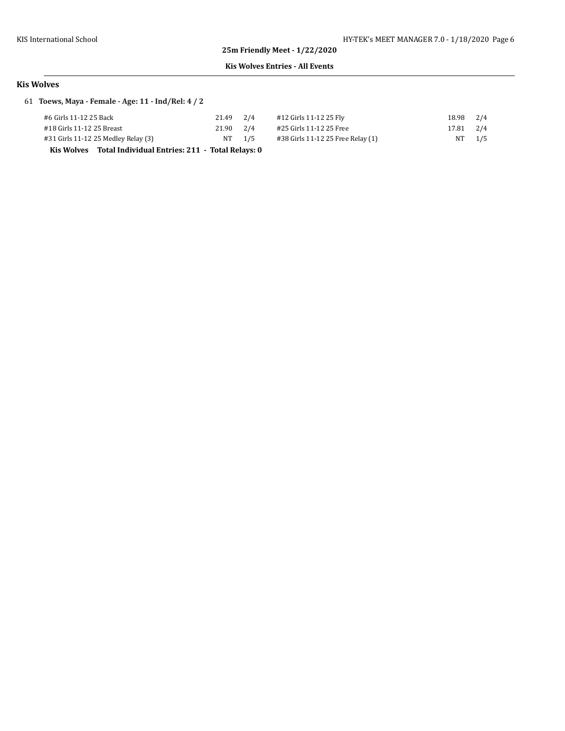**25m Friendly Meet - 1/22/2020**

**Kis Wolves Entries - All Events**

## Kis Wolves

61 **Toews, Maya - Female - Age: 11 - Ind/Rel: 4 / 2**

| | | | | | |
|---|---|---|---|---|---|
| #6 Girls 11-12 25 Back | 21.49 | 2/4 | #12 Girls 11-12 25 Fly | 18.98 | 2/4 |
| #18 Girls 11-12 25 Breast | 21.90 | 2/4 | #25 Girls 11-12 25 Free | 17.81 | 2/4 |
| #31 Girls 11-12 25 Medley Relay (3) | NT | 1/5 | #38 Girls 11-12 25 Free Relay (1) | NT | 1/5 |

**Kis Wolves Total Individual Entries: 211 - Total Relays: 0**